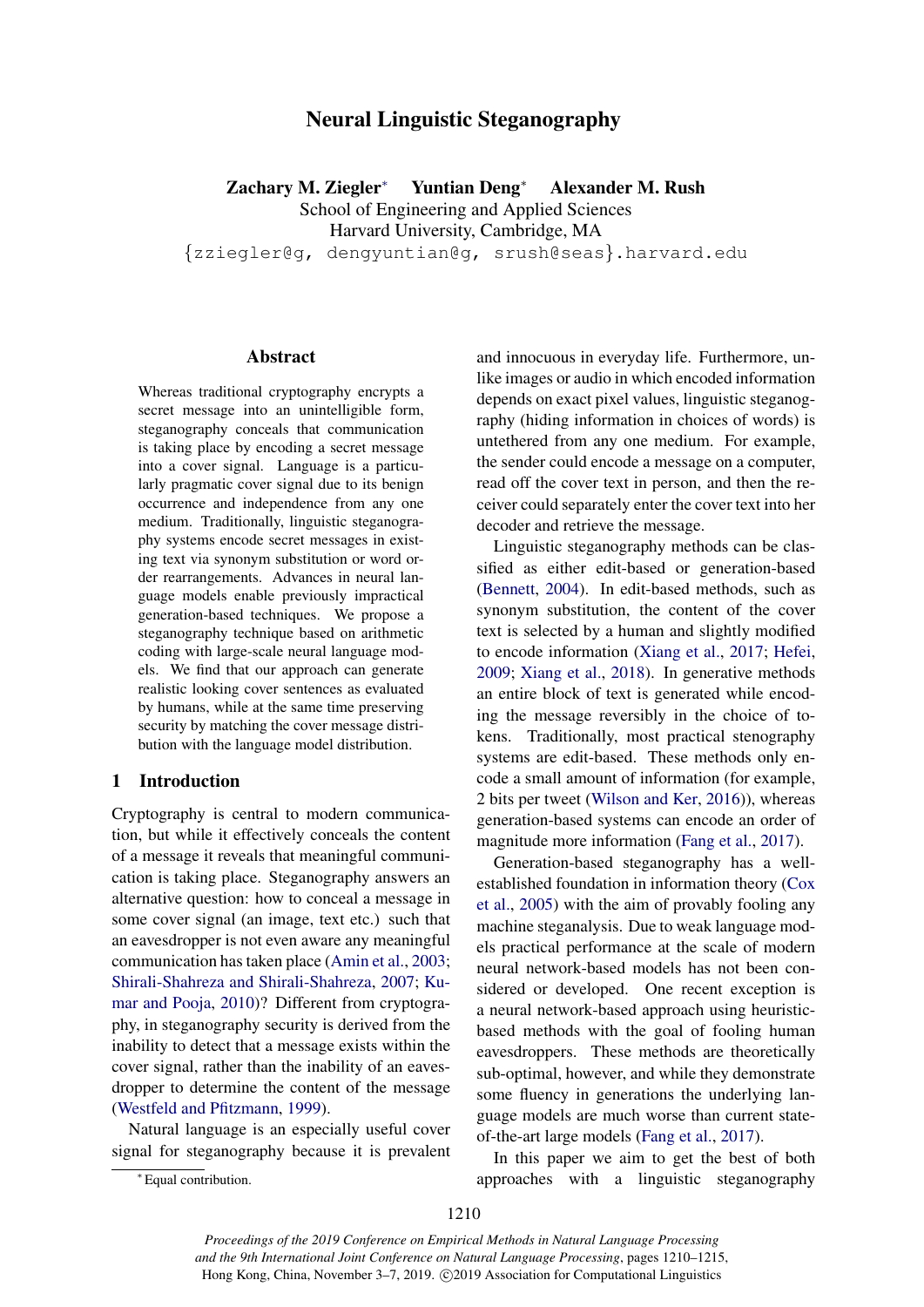# Neural Linguistic Steganography

**Zachary M. Ziegler*** **Yuntian Deng*** **Alexander M. Rush**

School of Engineering and Applied Sciences
Harvard University, Cambridge, MA
{zziegler@g, dengyuntian@g, srush@seas}.harvard.edu

## Abstract

Whereas traditional cryptography encrypts a secret message into an unintelligible form, steganography conceals that communication is taking place by encoding a secret message into a cover signal. Language is a particularly pragmatic cover signal due to its benign occurrence and independence from any one medium. Traditionally, linguistic steganography systems encode secret messages in existing text via synonym substitution or word order rearrangements. Advances in neural language models enable previously impractical generation-based techniques. We propose a steganography technique based on arithmetic coding with large-scale neural language models. We find that our approach can generate realistic looking cover sentences as evaluated by humans, while at the same time preserving security by matching the cover message distribution with the language model distribution.

## 1 Introduction

Cryptography is central to modern communication, but while it effectively conceals the content of a message it reveals that meaningful communication is taking place. Steganography answers an alternative question: how to conceal a message in some cover signal (an image, text etc.) such that an eavesdropper is not even aware any meaningful communication has taken place (Amin et al., 2003; Shirali-Shahreza and Shirali-Shahreza, 2007; Kumar and Pooja, 2010)? Different from cryptography, in steganography security is derived from the inability to detect that a message exists within the cover signal, rather than the inability of an eavesdropper to determine the content of the message (Westfeld and Pfitzmann, 1999).

Natural language is an especially useful cover signal for steganography because it is prevalent and innocuous in everyday life. Furthermore, unlike images or audio in which encoded information depends on exact pixel values, linguistic steganography (hiding information in choices of words) is untethered from any one medium. For example, the sender could encode a message on a computer, read off the cover text in person, and then the receiver could separately enter the cover text into her decoder and retrieve the message.

Linguistic steganography methods can be classified as either edit-based or generation-based (Bennett, 2004). In edit-based methods, such as synonym substitution, the content of the cover text is selected by a human and slightly modified to encode information (Xiang et al., 2017; Hefei, 2009; Xiang et al., 2018). In generative methods an entire block of text is generated while encoding the message reversibly in the choice of tokens. Traditionally, most practical stenography systems are edit-based. These methods only encode a small amount of information (for example, 2 bits per tweet (Wilson and Ker, 2016)), whereas generation-based systems can encode an order of magnitude more information (Fang et al., 2017).

Generation-based steganography has a well-established foundation in information theory (Cox et al., 2005) with the aim of provably fooling any machine steganalysis. Due to weak language models practical performance at the scale of modern neural network-based models has not been considered or developed. One recent exception is a neural network-based approach using heuristic-based methods with the goal of fooling human eavesdroppers. These methods are theoretically sub-optimal, however, and while they demonstrate some fluency in generations the underlying language models are much worse than current state-of-the-art large models (Fang et al., 2017).

In this paper we aim to get the best of both approaches with a linguistic steganography

*Equal contribution.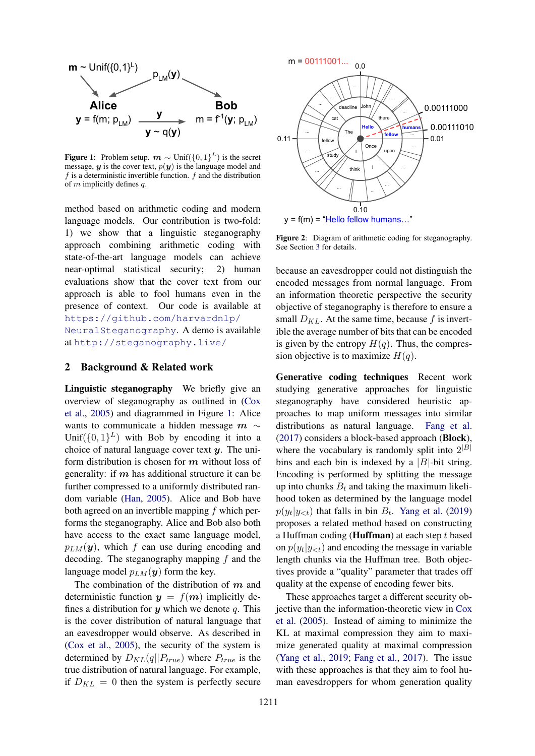Figure 1: Problem setup. $\boldsymbol{m} \sim \text{Unif}(\{0,1\}^L)$ is the secret message, $\boldsymbol{y}$ is the cover text, $p(\boldsymbol{y})$ is the language model and $f$ is a deterministic invertible function. $f$ and the distribution of $m$ implicitly defines $q$.

method based on arithmetic coding and modern language models. Our contribution is two-fold: 1) we show that a linguistic steganography approach combining arithmetic coding with state-of-the-art language models can achieve near-optimal statistical security; 2) human evaluations show that the cover text from our approach is able to fool humans even in the presence of context. Our code is available at https://github.com/harvardnlp/NeuralSteganography. A demo is available at http://steganography.live/

## 2 Background & Related work

**Linguistic steganography** We briefly give an overview of steganography as outlined in (Cox et al., 2005) and diagrammed in Figure 1: Alice wants to communicate a hidden message $\boldsymbol{m} \sim \text{Unif}(\{0,1\}^L)$ with Bob by encoding it into a choice of natural language cover text $\boldsymbol{y}$. The uniform distribution is chosen for $\boldsymbol{m}$ without loss of generality: if $\boldsymbol{m}$ has additional structure it can be further compressed to a uniformly distributed random variable (Han, 2005). Alice and Bob have both agreed on an invertible mapping $f$ which performs the steganography. Alice and Bob also both have access to the exact same language model, $p_{LM}(\boldsymbol{y})$, which $f$ can use during encoding and decoding. The steganography mapping $f$ and the language model $p_{LM}(\boldsymbol{y})$ form the key.

The combination of the distribution of $\boldsymbol{m}$ and deterministic function $\boldsymbol{y} = f(\boldsymbol{m})$ implicitly defines a distribution for $\boldsymbol{y}$ which we denote $q$. This is the cover distribution of natural language that an eavesdropper would observe. As described in (Cox et al., 2005), the security of the system is determined by $D_{KL}(q||P_{true})$ where $P_{true}$ is the true distribution of natural language. For example, if $D_{KL} = 0$ then the system is perfectly secure because an eavesdropper could not distinguish the encoded messages from normal language. From an information theoretic perspective the security objective of steganography is therefore to ensure a small $D_{KL}$. At the same time, because $f$ is invertible the average number of bits that can be encoded is given by the entropy $H(q)$. Thus, the compression objective is to maximize $H(q)$.

Figure 2: Diagram of arithmetic coding for steganography. See Section 3 for details.

**Generative coding techniques** Recent work studying generative approaches for linguistic steganography have considered heuristic approaches to map uniform messages into similar distributions as natural language. Fang et al. (2017) considers a block-based approach (**Block**), where the vocabulary is randomly split into $2^{|B|}$ bins and each bin is indexed by a $|B|$-bit string. Encoding is performed by splitting the message up into chunks $B_t$ and taking the maximum likelihood token as determined by the language model $p(y_t|y_{<t})$ that falls in bin $B_t$. Yang et al. (2019) proposes a related method based on constructing a Huffman coding (**Huffman**) at each step $t$ based on $p(y_t|y_{<t})$ and encoding the message in variable length chunks via the Huffman tree. Both objectives provide a "quality" parameter that trades off quality at the expense of encoding fewer bits.

These approaches target a different security objective than the information-theoretic view in Cox et al. (2005). Instead of aiming to minimize the KL at maximal compression they aim to maximize generated quality at maximal compression (Yang et al., 2019; Fang et al., 2017). The issue with these approaches is that they aim to fool human eavesdroppers for whom generation quality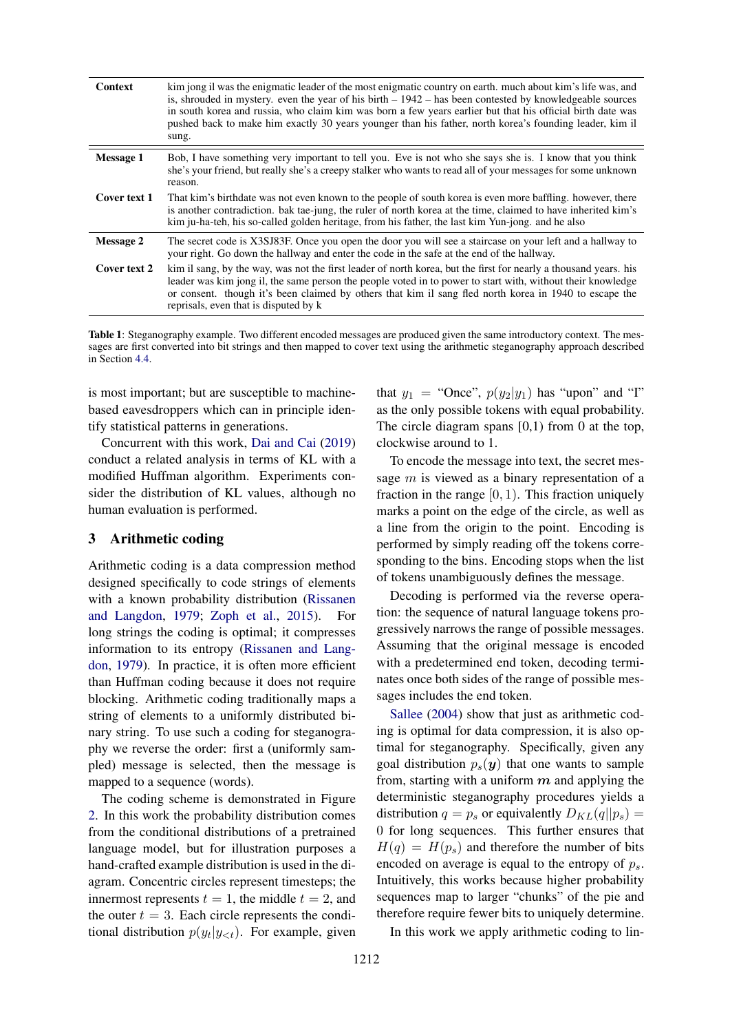| | |
|---|---|
| **Context** | kim jong il was the enigmatic leader of the most enigmatic country on earth. much about kim's life was, and is, shrouded in mystery. even the year of his birth – 1942 – has been contested by knowledgeable sources in south korea and russia, who claim kim was born a few years earlier but that his official birth date was pushed back to make him exactly 30 years younger than his father, north korea's founding leader, kim il sung. |
| **Message 1** | Bob, I have something very important to tell you. Eve is not who she says she is. I know that you think she's your friend, but really she's a creepy stalker who wants to read all of your messages for some unknown reason. |
| **Cover text 1** | That kim's birthdate was not even known to the people of south korea is even more baffling. however, there is another contradiction. bak tae-jung, the ruler of north korea at the time, claimed to have inherited kim's kim ju-ha-teh, his so-called golden heritage, from his father, the last kim Yun-jong. and he also |
| **Message 2** | The secret code is X3SJ83F. Once you open the door you will see a staircase on your left and a hallway to your right. Go down the hallway and enter the code in the safe at the end of the hallway. |
| **Cover text 2** | kim il sang, by the way, was not the first leader of north korea, but the first for nearly a thousand years. his leader was kim jong il, the same person the people voted in to power to start with, without their knowledge or consent. though it's been claimed by others that kim il sang fled north korea in 1940 to escape the reprisals, even that is disputed by k |

**Table 1**: Steganography example. Two different encoded messages are produced given the same introductory context. The messages are first converted into bit strings and then mapped to cover text using the arithmetic steganography approach described in Section 4.4.

is most important; but are susceptible to machine-based eavesdroppers which can in principle identify statistical patterns in generations.

Concurrent with this work, Dai and Cai (2019) conduct a related analysis in terms of KL with a modified Huffman algorithm. Experiments consider the distribution of KL values, although no human evaluation is performed.

## 3 Arithmetic coding

Arithmetic coding is a data compression method designed specifically to code strings of elements with a known probability distribution (Rissanen and Langdon, 1979; Zoph et al., 2015). For long strings the coding is optimal; it compresses information to its entropy (Rissanen and Langdon, 1979). In practice, it is often more efficient than Huffman coding because it does not require blocking. Arithmetic coding traditionally maps a string of elements to a uniformly distributed binary string. To use such a coding for steganography we reverse the order: first a (uniformly sampled) message is selected, then the message is mapped to a sequence (words).

The coding scheme is demonstrated in Figure 2. In this work the probability distribution comes from the conditional distributions of a pretrained language model, but for illustration purposes a hand-crafted example distribution is used in the diagram. Concentric circles represent timesteps; the innermost represents $t = 1$, the middle $t = 2$, and the outer $t = 3$. Each circle represents the conditional distribution $p(y_t|y_{<t})$. For example, given that $y_1$ = "Once", $p(y_2|y_1)$ has "upon" and "I" as the only possible tokens with equal probability. The circle diagram spans [0,1) from 0 at the top, clockwise around to 1.

To encode the message into text, the secret message $m$ is viewed as a binary representation of a fraction in the range $[0, 1)$. This fraction uniquely marks a point on the edge of the circle, as well as a line from the origin to the point. Encoding is performed by simply reading off the tokens corresponding to the bins. Encoding stops when the list of tokens unambiguously defines the message.

Decoding is performed via the reverse operation: the sequence of natural language tokens progressively narrows the range of possible messages. Assuming that the original message is encoded with a predetermined end token, decoding terminates once both sides of the range of possible messages includes the end token.

Sallee (2004) show that just as arithmetic coding is optimal for data compression, it is also optimal for steganography. Specifically, given any goal distribution $p_s(\boldsymbol{y})$ that one wants to sample from, starting with a uniform $\boldsymbol{m}$ and applying the deterministic steganography procedures yields a distribution $q = p_s$ or equivalently $D_{KL}(q||p_s) = 0$ for long sequences. This further ensures that $H(q) = H(p_s)$ and therefore the number of bits encoded on average is equal to the entropy of $p_s$. Intuitively, this works because higher probability sequences map to larger "chunks" of the pie and therefore require fewer bits to uniquely determine.

In this work we apply arithmetic coding to lin-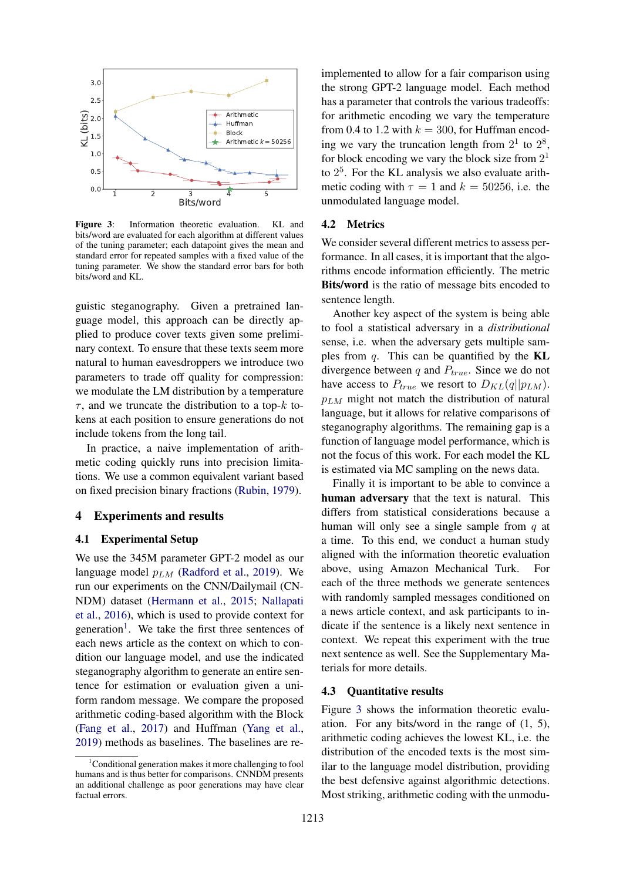**Figure 3**: Information theoretic evaluation. KL and bits/word are evaluated for each algorithm at different values of the tuning parameter; each datapoint gives the mean and standard error for repeated samples with a fixed value of the tuning parameter. We show the standard error bars for both bits/word and KL.

guistic steganography. Given a pretrained language model, this approach can be directly applied to produce cover texts given some preliminary context. To ensure that these texts seem more natural to human eavesdroppers we introduce two parameters to trade off quality for compression: we modulate the LM distribution by a temperature $\tau$, and we truncate the distribution to a top-$k$ tokens at each position to ensure generations do not include tokens from the long tail.

In practice, a naive implementation of arithmetic coding quickly runs into precision limitations. We use a common equivalent variant based on fixed precision binary fractions (Rubin, 1979).

## 4 Experiments and results

### 4.1 Experimental Setup

We use the 345M parameter GPT-2 model as our language model $p_{LM}$ (Radford et al., 2019). We run our experiments on the CNN/Dailymail (CNNDM) dataset (Hermann et al., 2015; Nallapati et al., 2016), which is used to provide context for generation[1]. We take the first three sentences of each news article as the context on which to condition our language model, and use the indicated steganography algorithm to generate an entire sentence for estimation or evaluation given a uniform random message. We compare the proposed arithmetic coding-based algorithm with the Block (Fang et al., 2017) and Huffman (Yang et al., 2019) methods as baselines. The baselines are implemented to allow for a fair comparison using the strong GPT-2 language model. Each method has a parameter that controls the various tradeoffs: for arithmetic encoding we vary the temperature from 0.4 to 1.2 with $k = 300$, for Huffman encoding we vary the truncation length from $2^1$ to $2^8$, for block encoding we vary the block size from $2^1$ to $2^5$. For the KL analysis we also evaluate arithmetic coding with $\tau = 1$ and $k = 50256$, i.e. the unmodulated language model.

[1] Conditional generation makes it more challenging to fool humans and is thus better for comparisons. CNNDM presents an additional challenge as poor generations may have clear factual errors.

### 4.2 Metrics

We consider several different metrics to assess performance. In all cases, it is important that the algorithms encode information efficiently. The metric **Bits/word** is the ratio of message bits encoded to sentence length.

Another key aspect of the system is being able to fool a statistical adversary in a *distributional* sense, i.e. when the adversary gets multiple samples from $q$. This can be quantified by the **KL** divergence between $q$ and $P_{true}$. Since we do not have access to $P_{true}$ we resort to $D_{KL}(q||p_{LM})$. $p_{LM}$ might not match the distribution of natural language, but it allows for relative comparisons of steganography algorithms. The remaining gap is a function of language model performance, which is not the focus of this work. For each model the KL is estimated via MC sampling on the news data.

Finally it is important to be able to convince a **human adversary** that the text is natural. This differs from statistical considerations because a human will only see a single sample from $q$ at a time. To this end, we conduct a human study aligned with the information theoretic evaluation above, using Amazon Mechanical Turk. For each of the three methods we generate sentences with randomly sampled messages conditioned on a news article context, and ask participants to indicate if the sentence is a likely next sentence in context. We repeat this experiment with the true next sentence as well. See the Supplementary Materials for more details.

### 4.3 Quantitative results

Figure 3 shows the information theoretic evaluation. For any bits/word in the range of (1, 5), arithmetic coding achieves the lowest KL, i.e. the distribution of the encoded texts is the most similar to the language model distribution, providing the best defensive against algorithmic detections. Most striking, arithmetic coding with the unmodu-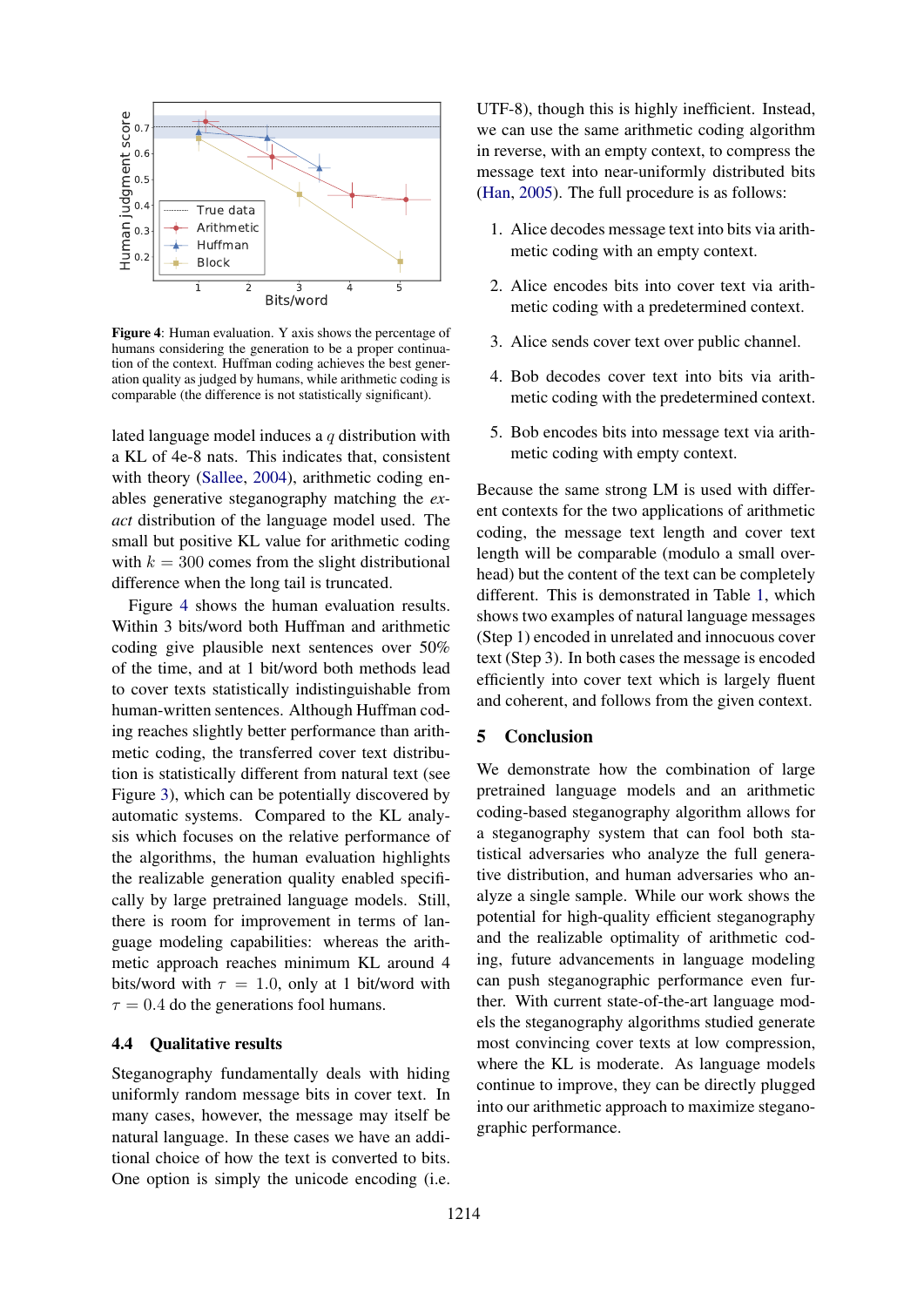**Figure 4**: Human evaluation. Y axis shows the percentage of humans considering the generation to be a proper continuation of the context. Huffman coding achieves the best generation quality as judged by humans, while arithmetic coding is comparable (the difference is not statistically significant).

lated language model induces a $q$ distribution with a KL of 4e-8 nats. This indicates that, consistent with theory (Sallee, 2004), arithmetic coding enables generative steganography matching the *exact* distribution of the language model used. The small but positive KL value for arithmetic coding with $k = 300$ comes from the slight distributional difference when the long tail is truncated.

Figure 4 shows the human evaluation results. Within 3 bits/word both Huffman and arithmetic coding give plausible next sentences over 50% of the time, and at 1 bit/word both methods lead to cover texts statistically indistinguishable from human-written sentences. Although Huffman coding reaches slightly better performance than arithmetic coding, the transferred cover text distribution is statistically different from natural text (see Figure 3), which can be potentially discovered by automatic systems. Compared to the KL analysis which focuses on the relative performance of the algorithms, the human evaluation highlights the realizable generation quality enabled specifically by large pretrained language models. Still, there is room for improvement in terms of language modeling capabilities: whereas the arithmetic approach reaches minimum KL around 4 bits/word with $\tau = 1.0$, only at 1 bit/word with $\tau = 0.4$ do the generations fool humans.

### 4.4 Qualitative results

Steganography fundamentally deals with hiding uniformly random message bits in cover text. In many cases, however, the message may itself be natural language. In these cases we have an additional choice of how the text is converted to bits. One option is simply the unicode encoding (i.e. UTF-8), though this is highly inefficient. Instead, we can use the same arithmetic coding algorithm in reverse, with an empty context, to compress the message text into near-uniformly distributed bits (Han, 2005). The full procedure is as follows:

1. Alice decodes message text into bits via arithmetic coding with an empty context.
2. Alice encodes bits into cover text via arithmetic coding with a predetermined context.
3. Alice sends cover text over public channel.
4. Bob decodes cover text into bits via arithmetic coding with the predetermined context.
5. Bob encodes bits into message text via arithmetic coding with empty context.

Because the same strong LM is used with different contexts for the two applications of arithmetic coding, the message text length and cover text length will be comparable (modulo a small overhead) but the content of the text can be completely different. This is demonstrated in Table 1, which shows two examples of natural language messages (Step 1) encoded in unrelated and innocuous cover text (Step 3). In both cases the message is encoded efficiently into cover text which is largely fluent and coherent, and follows from the given context.

## 5 Conclusion

We demonstrate how the combination of large pretrained language models and an arithmetic coding-based steganography algorithm allows for a steganography system that can fool both statistical adversaries who analyze the full generative distribution, and human adversaries who analyze a single sample. While our work shows the potential for high-quality efficient steganography and the realizable optimality of arithmetic coding, future advancements in language modeling can push steganographic performance even further. With current state-of-the-art language models the steganography algorithms studied generate most convincing cover texts at low compression, where the KL is moderate. As language models continue to improve, they can be directly plugged into our arithmetic approach to maximize steganographic performance.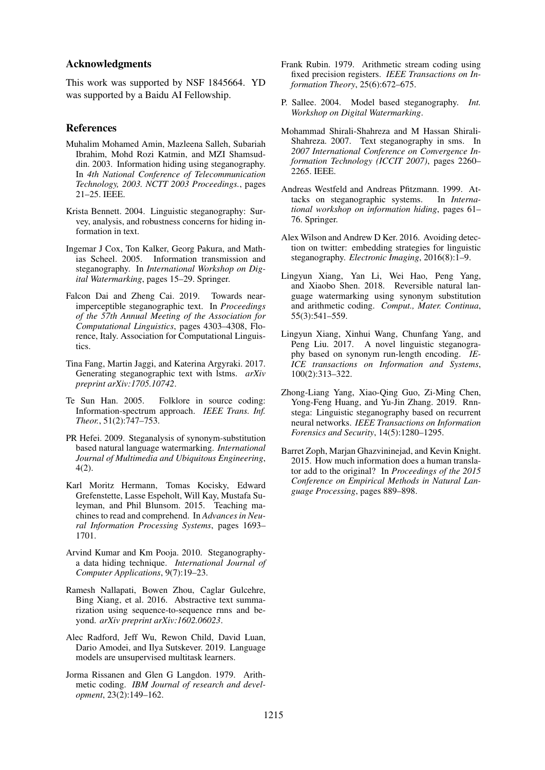## Acknowledgments

This work was supported by NSF 1845664. YD was supported by a Baidu AI Fellowship.

## References

Muhalim Mohamed Amin, Mazleena Salleh, Subariah Ibrahim, Mohd Rozi Katmin, and MZI Shamsuddin. 2003. Information hiding using steganography. In *4th National Conference of Telecommunication Technology, 2003. NCTT 2003 Proceedings.*, pages 21–25. IEEE.

Krista Bennett. 2004. Linguistic steganography: Survey, analysis, and robustness concerns for hiding information in text.

Ingemar J Cox, Ton Kalker, Georg Pakura, and Mathias Scheel. 2005. Information transmission and steganography. In *International Workshop on Digital Watermarking*, pages 15–29. Springer.

Falcon Dai and Zheng Cai. 2019. Towards near-imperceptible steganographic text. In *Proceedings of the 57th Annual Meeting of the Association for Computational Linguistics*, pages 4303–4308, Florence, Italy. Association for Computational Linguistics.

Tina Fang, Martin Jaggi, and Katerina Argyraki. 2017. Generating steganographic text with lstms. *arXiv preprint arXiv:1705.10742*.

Te Sun Han. 2005. Folklore in source coding: Information-spectrum approach. *IEEE Trans. Inf. Theor.*, 51(2):747–753.

PR Hefei. 2009. Steganalysis of synonym-substitution based natural language watermarking. *International Journal of Multimedia and Ubiquitous Engineering*, 4(2).

Karl Moritz Hermann, Tomas Kocisky, Edward Grefenstette, Lasse Espeholt, Will Kay, Mustafa Suleyman, and Phil Blunsom. 2015. Teaching machines to read and comprehend. In *Advances in Neural Information Processing Systems*, pages 1693–1701.

Arvind Kumar and Km Pooja. 2010. Steganography-a data hiding technique. *International Journal of Computer Applications*, 9(7):19–23.

Ramesh Nallapati, Bowen Zhou, Caglar Gulcehre, Bing Xiang, et al. 2016. Abstractive text summarization using sequence-to-sequence rnns and beyond. *arXiv preprint arXiv:1602.06023*.

Alec Radford, Jeff Wu, Rewon Child, David Luan, Dario Amodei, and Ilya Sutskever. 2019. Language models are unsupervised multitask learners.

Jorma Rissanen and Glen G Langdon. 1979. Arithmetic coding. *IBM Journal of research and development*, 23(2):149–162.

Frank Rubin. 1979. Arithmetic stream coding using fixed precision registers. *IEEE Transactions on Information Theory*, 25(6):672–675.

P. Sallee. 2004. Model based steganography. *Int. Workshop on Digital Watermarking*.

Mohammad Shirali-Shahreza and M Hassan Shirali-Shahreza. 2007. Text steganography in sms. In *2007 International Conference on Convergence Information Technology (ICCIT 2007)*, pages 2260–2265. IEEE.

Andreas Westfeld and Andreas Pfitzmann. 1999. Attacks on steganographic systems. In *International workshop on information hiding*, pages 61–76. Springer.

Alex Wilson and Andrew D Ker. 2016. Avoiding detection on twitter: embedding strategies for linguistic steganography. *Electronic Imaging*, 2016(8):1–9.

Lingyun Xiang, Yan Li, Wei Hao, Peng Yang, and Xiaobo Shen. 2018. Reversible natural language watermarking using synonym substitution and arithmetic coding. *Comput., Mater. Continua*, 55(3):541–559.

Lingyun Xiang, Xinhui Wang, Chunfang Yang, and Peng Liu. 2017. A novel linguistic steganography based on synonym run-length encoding. *IEICE transactions on Information and Systems*, 100(2):313–322.

Zhong-Liang Yang, Xiao-Qing Guo, Zi-Ming Chen, Yong-Feng Huang, and Yu-Jin Zhang. 2019. Rnn-stega: Linguistic steganography based on recurrent neural networks. *IEEE Transactions on Information Forensics and Security*, 14(5):1280–1295.

Barret Zoph, Marjan Ghazvininejad, and Kevin Knight. 2015. How much information does a human translator add to the original? In *Proceedings of the 2015 Conference on Empirical Methods in Natural Language Processing*, pages 889–898.